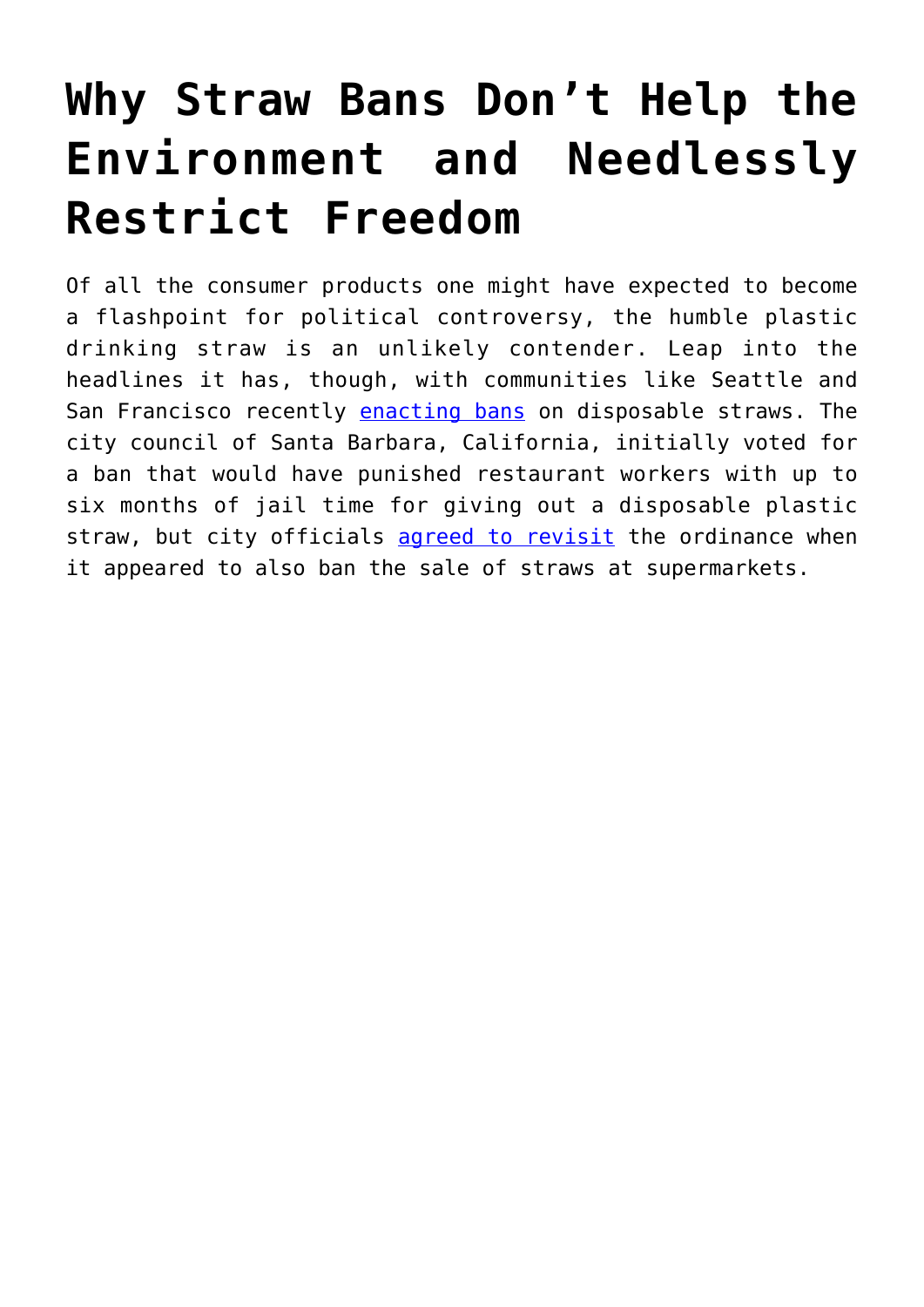# Why Straw Bans Don't Help the Environment and Needlessly Restrict Freedom

Of all the consumer products one might have expected to become a flashpoint for political controversy, the humble plastic drinking straw is an unlikely contender. Leap into the headlines it has, though, with communities like Seattle and San Francisco recently enacting bans on disposable straws. The city council of Santa Barbara, California, initially voted for a ban that would have punished restaurant workers with up to six months of jail time for giving out a disposable plastic straw, but city officials agreed to revisit the ordinance when it appeared to also ban the sale of straws at supermarkets.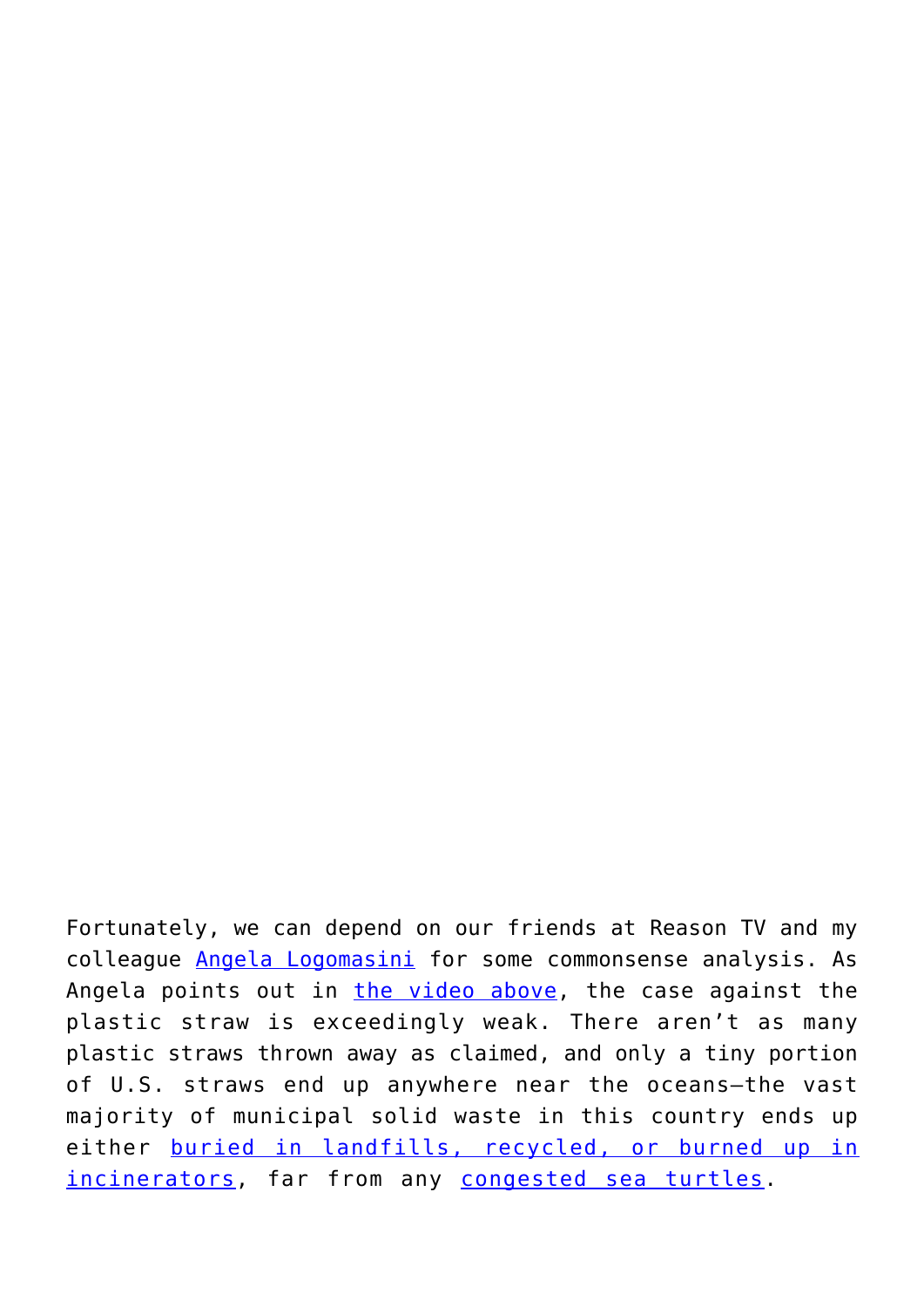Fortunately, we can depend on our friends at Reason TV and my colleague Angela Logomasini for some commonsense analysis. As Angela points out in the video above, the case against the plastic straw is exceedingly weak. There aren't as many plastic straws thrown away as claimed, and only a tiny portion of U.S. straws end up anywhere near the oceans—the vast majority of municipal solid waste in this country ends up either buried in landfills, recycled, or burned up in incinerators, far from any congested sea turtles.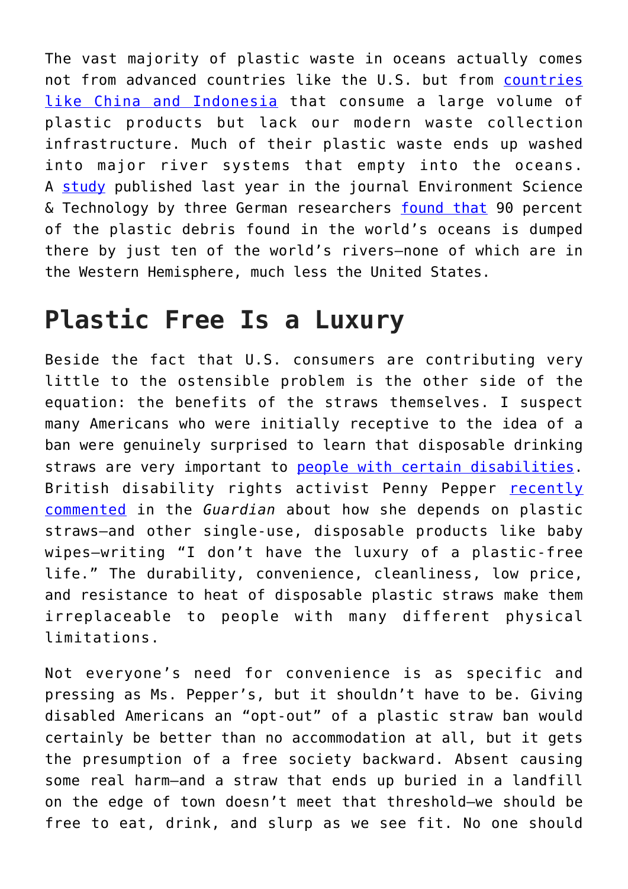The vast majority of plastic waste in oceans actually comes not from advanced countries like the U.S. but from countries like China and Indonesia that consume a large volume of plastic products but lack our modern waste collection infrastructure. Much of their plastic waste ends up washed into major river systems that empty into the oceans. A study published last year in the journal Environment Science & Technology by three German researchers found that 90 percent of the plastic debris found in the world's oceans is dumped there by just ten of the world's rivers—none of which are in the Western Hemisphere, much less the United States.

## Plastic Free Is a Luxury

Beside the fact that U.S. consumers are contributing very little to the ostensible problem is the other side of the equation: the benefits of the straws themselves. I suspect many Americans who were initially receptive to the idea of a ban were genuinely surprised to learn that disposable drinking straws are very important to people with certain disabilities. British disability rights activist Penny Pepper recently commented in the *Guardian* about how she depends on plastic straws—and other single-use, disposable products like baby wipes—writing "I don't have the luxury of a plastic-free life." The durability, convenience, cleanliness, low price, and resistance to heat of disposable plastic straws make them irreplaceable to people with many different physical limitations.

Not everyone's need for convenience is as specific and pressing as Ms. Pepper's, but it shouldn't have to be. Giving disabled Americans an "opt-out" of a plastic straw ban would certainly be better than no accommodation at all, but it gets the presumption of a free society backward. Absent causing some real harm—and a straw that ends up buried in a landfill on the edge of town doesn't meet that threshold—we should be free to eat, drink, and slurp as we see fit. No one should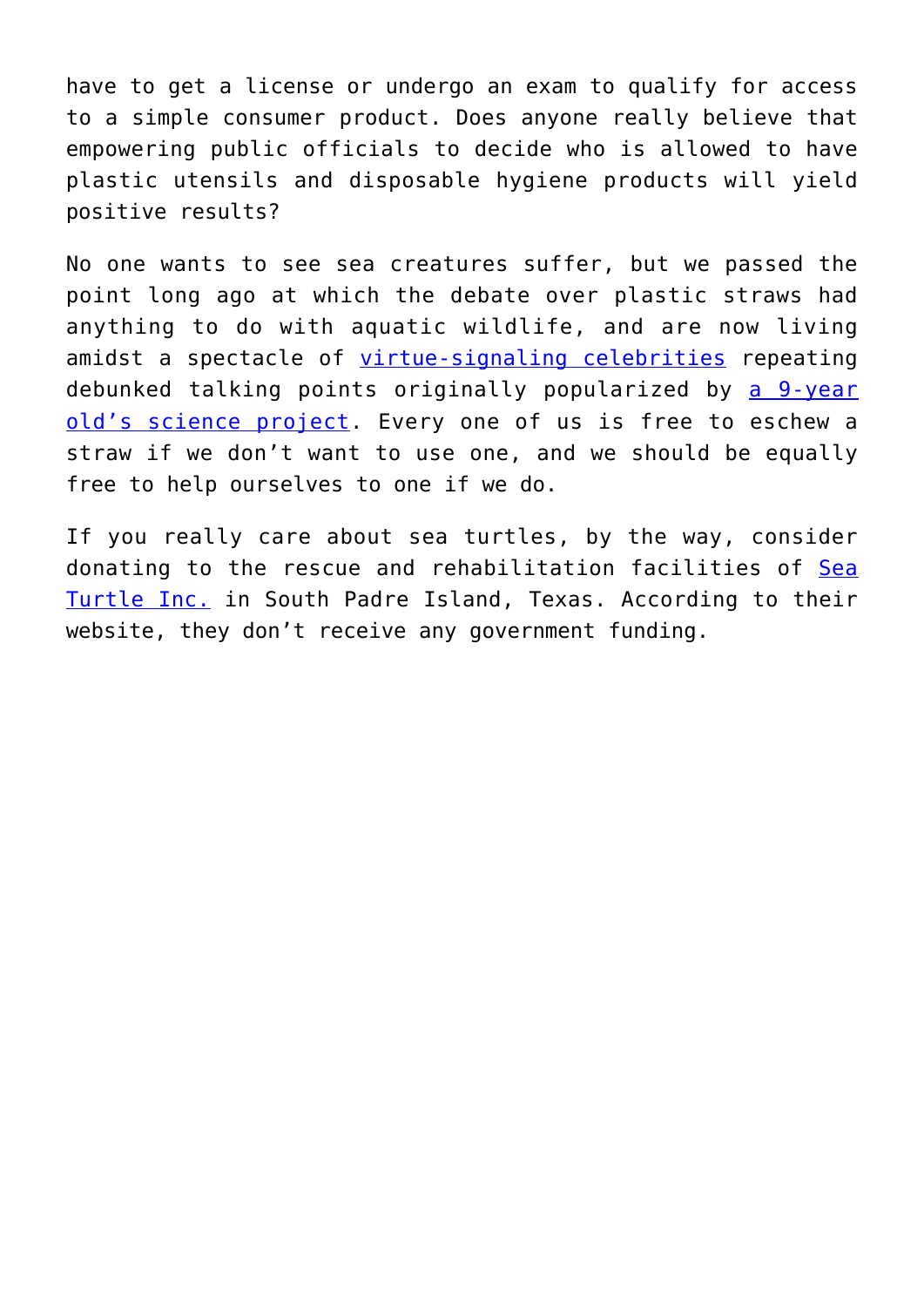have to get a license or undergo an exam to qualify for access to a simple consumer product. Does anyone really believe that empowering public officials to decide who is allowed to have plastic utensils and disposable hygiene products will yield positive results?

No one wants to see sea creatures suffer, but we passed the point long ago at which the debate over plastic straws had anything to do with aquatic wildlife, and are now living amidst a spectacle of virtue-signaling celebrities repeating debunked talking points originally popularized by a 9-year old's science project. Every one of us is free to eschew a straw if we don't want to use one, and we should be equally free to help ourselves to one if we do.

If you really care about sea turtles, by the way, consider donating to the rescue and rehabilitation facilities of Sea Turtle Inc. in South Padre Island, Texas. According to their website, they don't receive any government funding.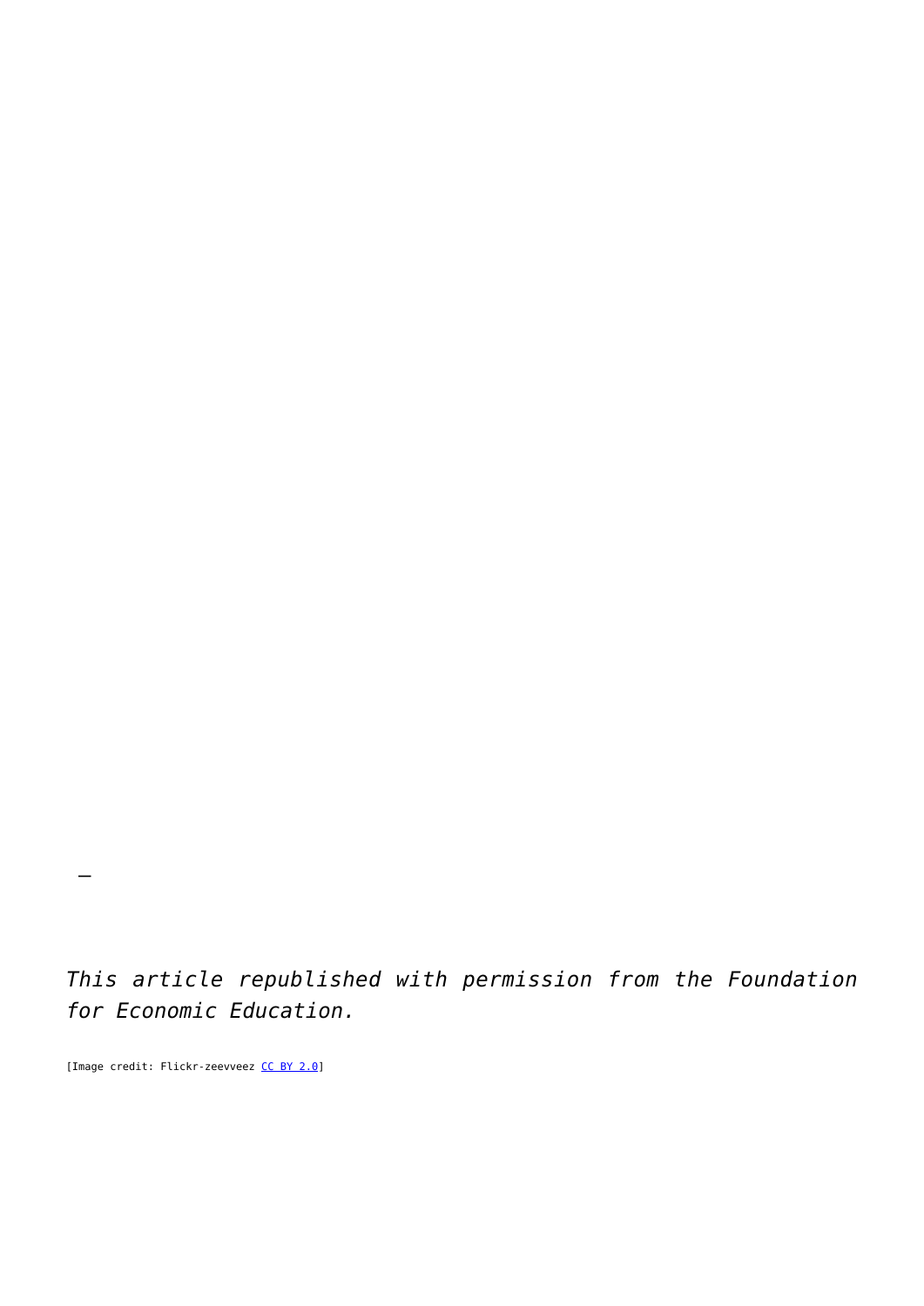—

*This article republished with permission from the Foundation for Economic Education.*

[Image credit: Flickr-zeevveez CC BY 2.0]